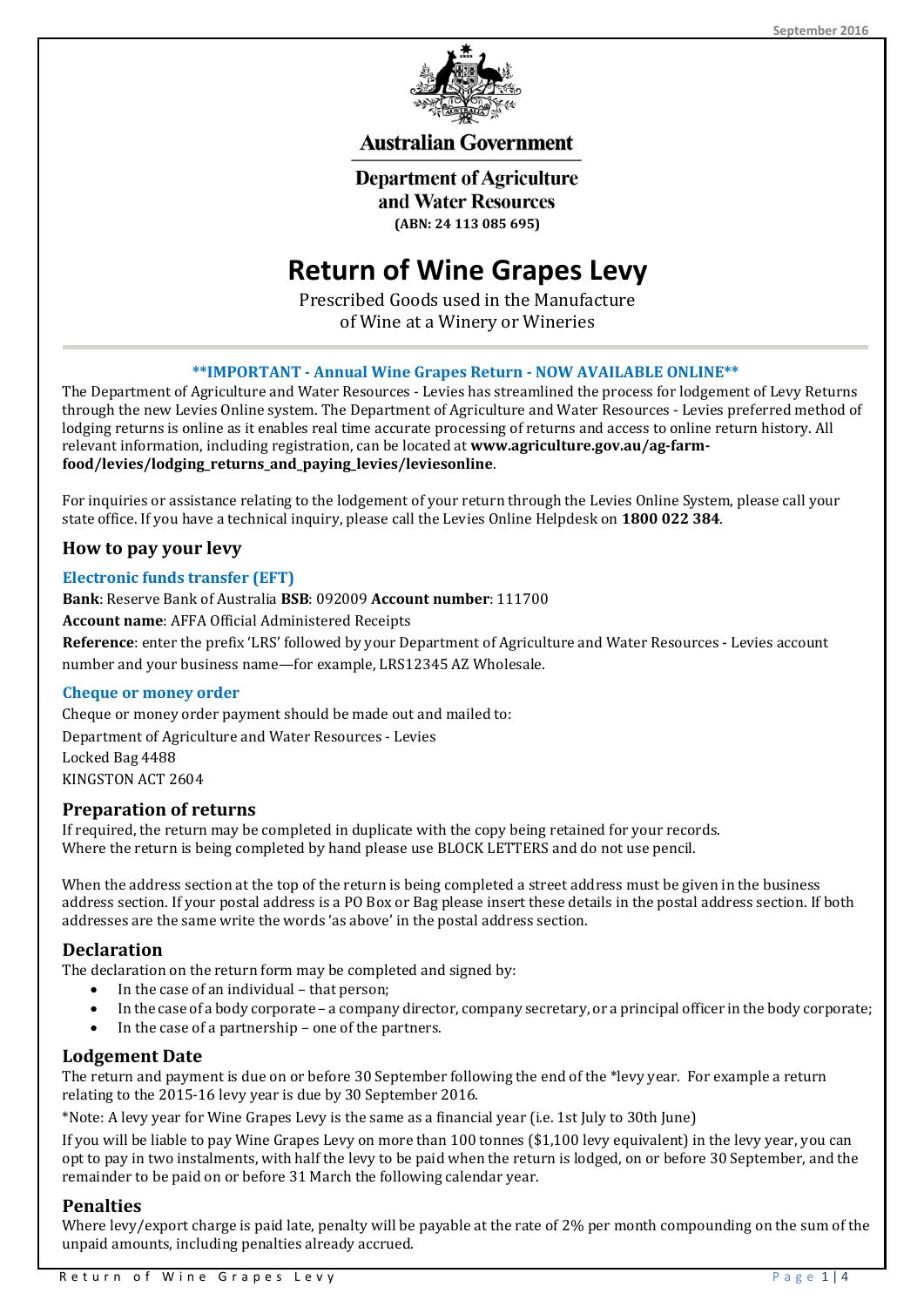September 2016

Australian Government

Department of Agriculture and Water Resources

(ABN: 24 113 085 695)

# Return of Wine Grapes Levy

Prescribed Goods used in the Manufacture of Wine at a Winery or Wineries

**\*\*IMPORTANT - Annual Wine Grapes Return - NOW AVAILABLE ONLINE\*\***

The Department of Agriculture and Water Resources - Levies has streamlined the process for lodgement of Levy Returns through the new Levies Online system. The Department of Agriculture and Water Resources - Levies preferred method of lodging returns is online as it enables real time accurate processing of returns and access to online return history. All relevant information, including registration, can be located at **www.agriculture.gov.au/ag-farm-food/levies/lodging_returns_and_paying_levies/leviesonline**.

For inquiries or assistance relating to the lodgement of your return through the Levies Online System, please call your state office. If you have a technical inquiry, please call the Levies Online Helpdesk on **1800 022 384**.

## How to pay your levy

### Electronic funds transfer (EFT)

**Bank**: Reserve Bank of Australia **BSB**: 092009 **Account number**: 111700

**Account name**: AFFA Official Administered Receipts

**Reference**: enter the prefix 'LRS' followed by your Department of Agriculture and Water Resources - Levies account number and your business name—for example, LRS12345 AZ Wholesale.

### Cheque or money order

Cheque or money order payment should be made out and mailed to:

Department of Agriculture and Water Resources - Levies
Locked Bag 4488
KINGSTON ACT 2604

## Preparation of returns

If required, the return may be completed in duplicate with the copy being retained for your records.
Where the return is being completed by hand please use BLOCK LETTERS and do not use pencil.

When the address section at the top of the return is being completed a street address must be given in the business address section. If your postal address is a PO Box or Bag please insert these details in the postal address section. If both addresses are the same write the words 'as above' in the postal address section.

## Declaration

The declaration on the return form may be completed and signed by:

- In the case of an individual – that person;
- In the case of a body corporate – a company director, company secretary, or a principal officer in the body corporate;
- In the case of a partnership – one of the partners.

## Lodgement Date

The return and payment is due on or before 30 September following the end of the *levy year. For example a return relating to the 2015-16 levy year is due by 30 September 2016.

*Note: A levy year for Wine Grapes Levy is the same as a financial year (i.e. 1st July to 30th June)

If you will be liable to pay Wine Grapes Levy on more than 100 tonnes ($1,100 levy equivalent) in the levy year, you can opt to pay in two instalments, with half the levy to be paid when the return is lodged, on or before 30 September, and the remainder to be paid on or before 31 March the following calendar year.

## Penalties

Where levy/export charge is paid late, penalty will be payable at the rate of 2% per month compounding on the sum of the unpaid amounts, including penalties already accrued.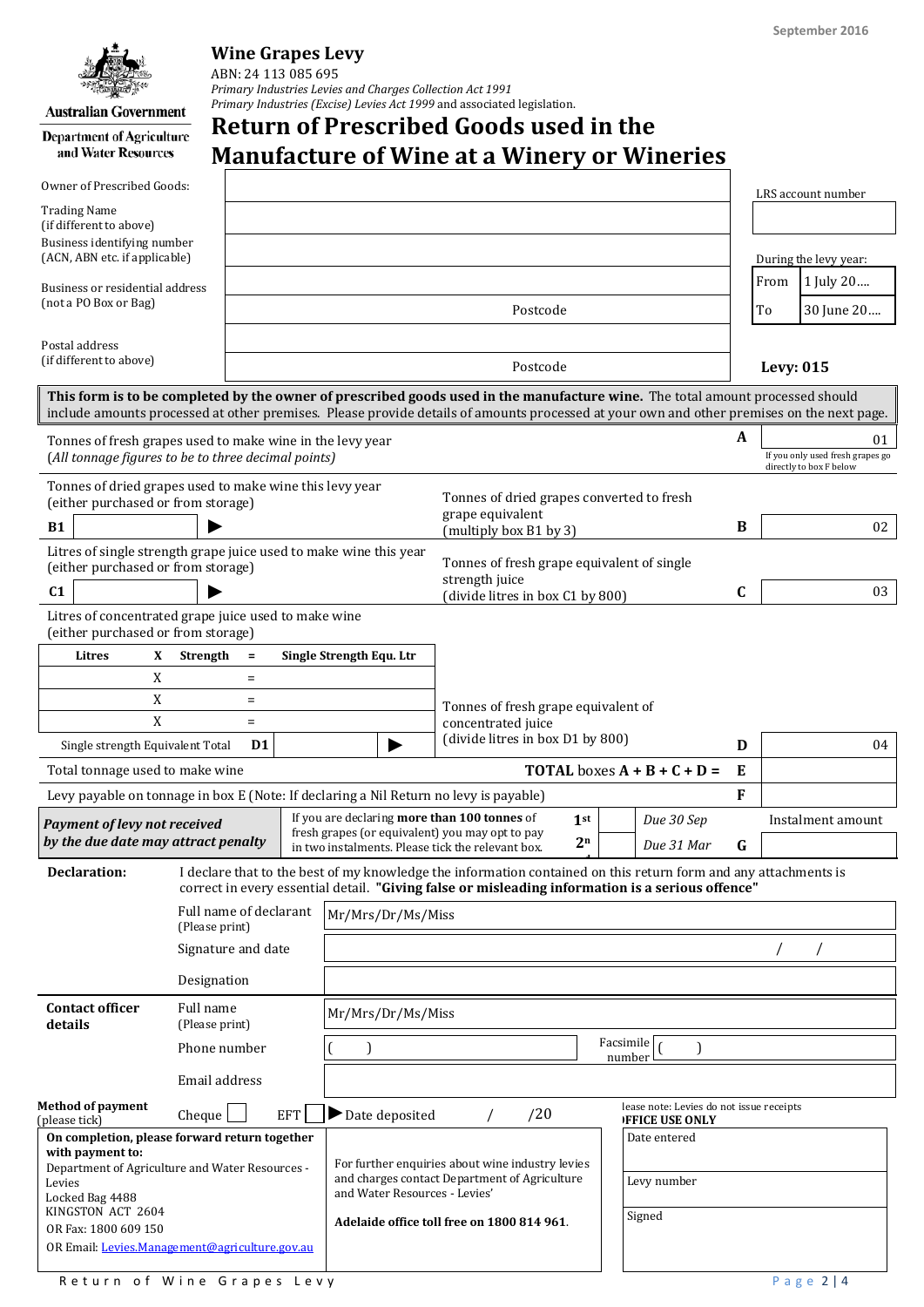September 2016

Australian Government

Department of Agriculture and Water Resources

# Wine Grapes Levy

ABN: 24 113 085 695

*Primary Industries Levies and Charges Collection Act 1991*

*Primary Industries (Excise) Levies Act 1999* and associated legislation.

## Return of Prescribed Goods used in the Manufacture of Wine at a Winery or Wineries

| | |
|---|---|
| Owner of Prescribed Goods: | |
| Trading Name (if different to above) | |
| Business identifying number (ACN, ABN etc. if applicable) | |
| Business or residential address (not a PO Box or Bag) | |
| | Postcode |
| Postal address (if different to above) | |
| | Postcode |

LRS account number

During the levy year:

| | |
|---|---|
| From | 1 July 20…. |
| To | 30 June 20…. |

**Levy: 015**

**This form is to be completed by the owner of prescribed goods used in the manufacture wine.** The total amount processed should include amounts processed at other premises. Please provide details of amounts processed at your own and other premises on the next page.

| | | | |
|---|---|---|---|
| Tonnes of fresh grapes used to make wine in the levy year (*All tonnage figures to be to three decimal points*) | | **A** | 01 (If you only used fresh grapes go directly to box F below) |
| Tonnes of dried grapes used to make wine this levy year (either purchased or from storage) **B1** ▶ | Tonnes of dried grapes converted to fresh grape equivalent (multiply box B1 by 3) | **B** | 02 |
| Litres of single strength grape juice used to make wine this year (either purchased or from storage) **C1** ▶ | Tonnes of fresh grape equivalent of single strength juice (divide litres in box C1 by 800) | **C** | 03 |

Litres of concentrated grape juice used to make wine (either purchased or from storage)

| Litres | X | Strength | = | Single Strength Equ. Ltr |
|---|---|---|---|---|
| | X | | = | |
| | X | | = | |
| | X | | = | |
| Single strength Equivalent Total | | | **D1** | ▶ |

| | | |
|---|---|---|
| Tonnes of fresh grape equivalent of concentrated juice (divide litres in box D1 by 800) | **D** | 04 |
| Total tonnage used to make wine — **TOTAL** boxes **A + B + C + D =** | **E** | |
| Levy payable on tonnage in box E (Note: If declaring a Nil Return no levy is payable) | **F** | |

***Payment of levy not received by the due date may attract penalty***

If you are declaring **more than 100 tonnes** of fresh grapes (or equivalent) you may opt to pay in two instalments. Please tick the relevant box.

| | | | | |
|---|---|---|---|---|
| 1st | | *Due 30 Sep* | | Instalment amount |
| 2nd | | *Due 31 Mar* | **G** | |

**Declaration:** I declare that to the best of my knowledge the information contained on this return form and any attachments is correct in every essential detail. **"Giving false or misleading information is a serious offence"**

| | |
|---|---|
| Full name of declarant (Please print) | Mr/Mrs/Dr/Ms/Miss |
| Signature and date | / / |
| Designation | |

**Contact officer details**

| | |
|---|---|
| Full name (Please print) | Mr/Mrs/Dr/Ms/Miss |
| Phone number | ( ) — Facsimile number ( ) |
| Email address | |

**Method of payment** (please tick) Cheque ☐ EFT ☐ ▶ Date deposited / /20

Please note: Levies do not issue receipts

**On completion, please forward return together with payment to:**

Department of Agriculture and Water Resources - Levies

Locked Bag 4488

KINGSTON ACT 2604

OR Fax: 1800 609 150

OR Email: Levies.Management@agriculture.gov.au

For further enquiries about wine industry levies and charges contact Department of Agriculture and Water Resources - Levies'

**Adelaide office toll free on 1800 814 961**.

**OFFICE USE ONLY**

| |
|---|
| Date entered |
| Levy number |
| Signed |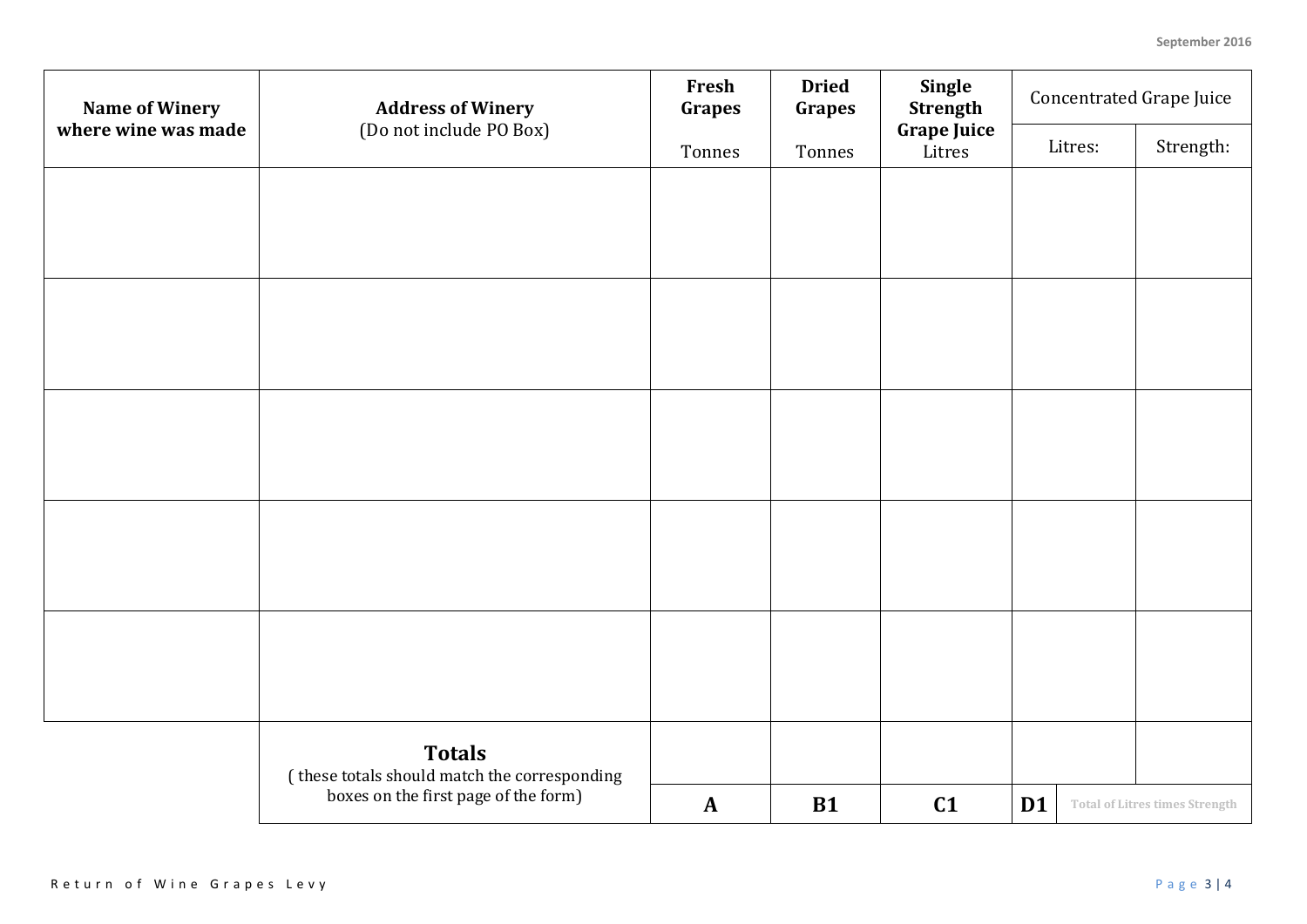| Name of Winery where wine was made | Address of Winery (Do not include PO Box) | Fresh Grapes Tonnes | Dried Grapes Tonnes | Single Strength Grape Juice Litres | Concentrated Grape Juice | |
|---|---|---|---|---|---|---|
| | | | | | Litres: | Strength: |
| | | | | | | |
| | | | | | | |
| | | | | | | |
| | | | | | | |
| | | | | | | |
| | **Totals** ( these totals should match the corresponding boxes on the first page of the form) | | | | | |
| | | **A** | **B1** | **C1** | **D1** | Total of Litres times Strength |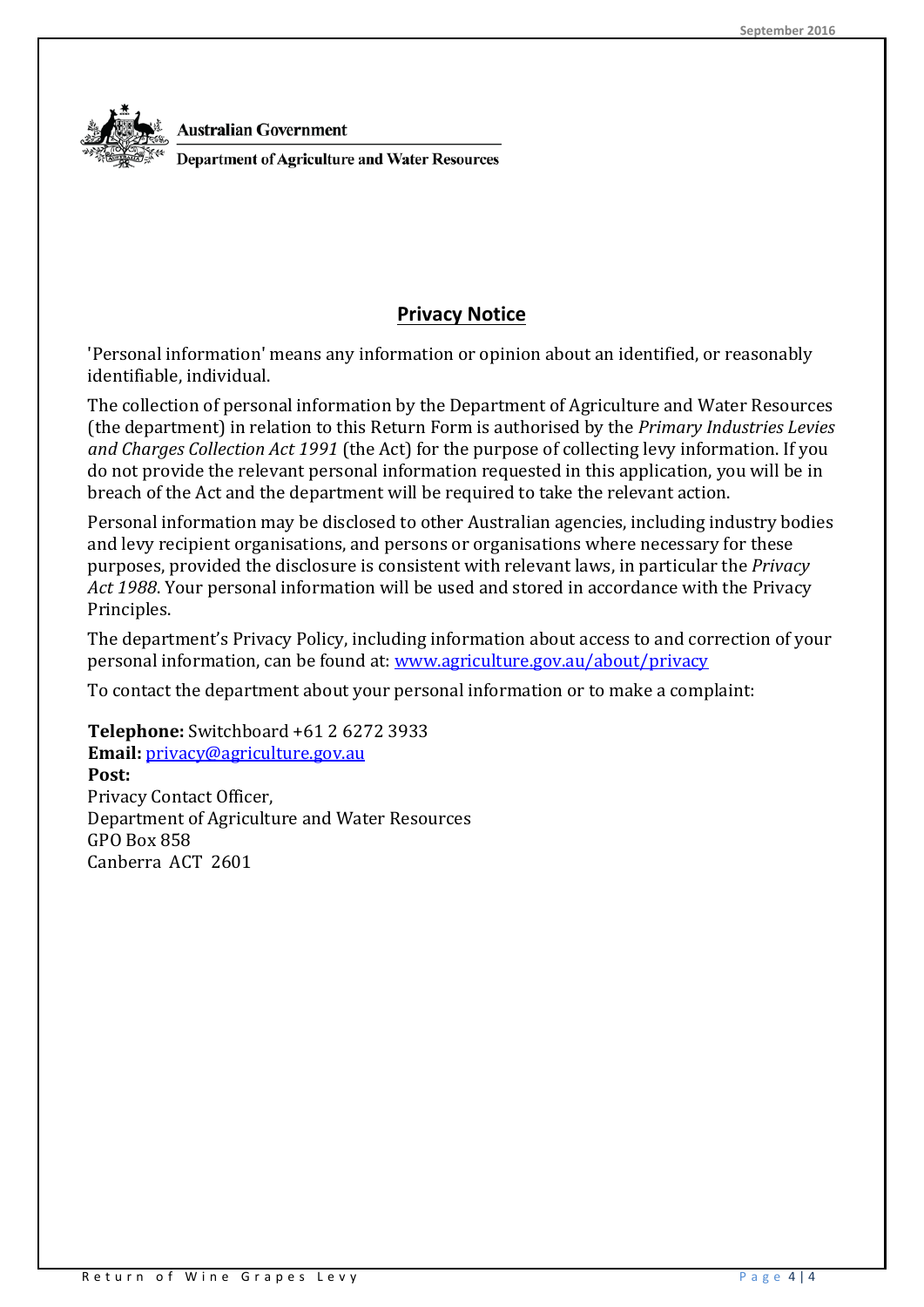Australian Government

Department of Agriculture and Water Resources

## Privacy Notice

'Personal information' means any information or opinion about an identified, or reasonably identifiable, individual.

The collection of personal information by the Department of Agriculture and Water Resources (the department) in relation to this Return Form is authorised by the *Primary Industries Levies and Charges Collection Act 1991* (the Act) for the purpose of collecting levy information. If you do not provide the relevant personal information requested in this application, you will be in breach of the Act and the department will be required to take the relevant action.

Personal information may be disclosed to other Australian agencies, including industry bodies and levy recipient organisations, and persons or organisations where necessary for these purposes, provided the disclosure is consistent with relevant laws, in particular the *Privacy Act 1988*. Your personal information will be used and stored in accordance with the Privacy Principles.

The department's Privacy Policy, including information about access to and correction of your personal information, can be found at: www.agriculture.gov.au/about/privacy

To contact the department about your personal information or to make a complaint:

**Telephone:** Switchboard +61 2 6272 3933
**Email:** privacy@agriculture.gov.au
**Post:**
Privacy Contact Officer,
Department of Agriculture and Water Resources
GPO Box 858
Canberra ACT 2601